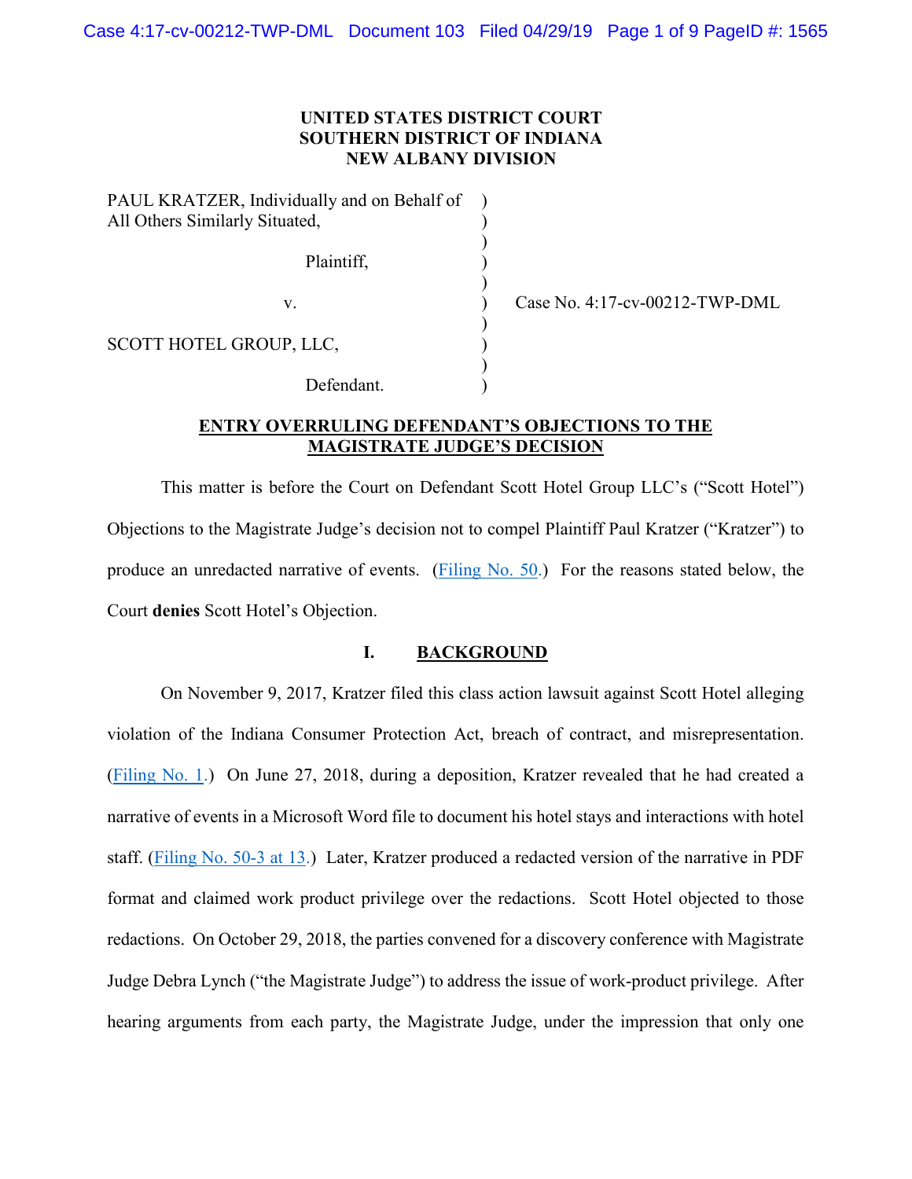**UNITED STATES DISTRICT COURT**
**SOUTHERN DISTRICT OF INDIANA**
**NEW ALBANY DIVISION**

| | | |
|---|---|---|
| PAUL KRATZER, Individually and on Behalf of All Others Similarly Situated, | ) | |
| Plaintiff, | ) | |
| v. | ) | Case No. 4:17-cv-00212-TWP-DML |
| SCOTT HOTEL GROUP, LLC, | ) | |
| Defendant. | ) | |

**ENTRY OVERRULING DEFENDANT'S OBJECTIONS TO THE MAGISTRATE JUDGE'S DECISION**

This matter is before the Court on Defendant Scott Hotel Group LLC's ("Scott Hotel") Objections to the Magistrate Judge's decision not to compel Plaintiff Paul Kratzer ("Kratzer") to produce an unredacted narrative of events. (Filing No. 50.) For the reasons stated below, the Court **denies** Scott Hotel's Objection.

## I. BACKGROUND

On November 9, 2017, Kratzer filed this class action lawsuit against Scott Hotel alleging violation of the Indiana Consumer Protection Act, breach of contract, and misrepresentation. (Filing No. 1.) On June 27, 2018, during a deposition, Kratzer revealed that he had created a narrative of events in a Microsoft Word file to document his hotel stays and interactions with hotel staff. (Filing No. 50-3 at 13.) Later, Kratzer produced a redacted version of the narrative in PDF format and claimed work product privilege over the redactions. Scott Hotel objected to those redactions. On October 29, 2018, the parties convened for a discovery conference with Magistrate Judge Debra Lynch ("the Magistrate Judge") to address the issue of work-product privilege. After hearing arguments from each party, the Magistrate Judge, under the impression that only one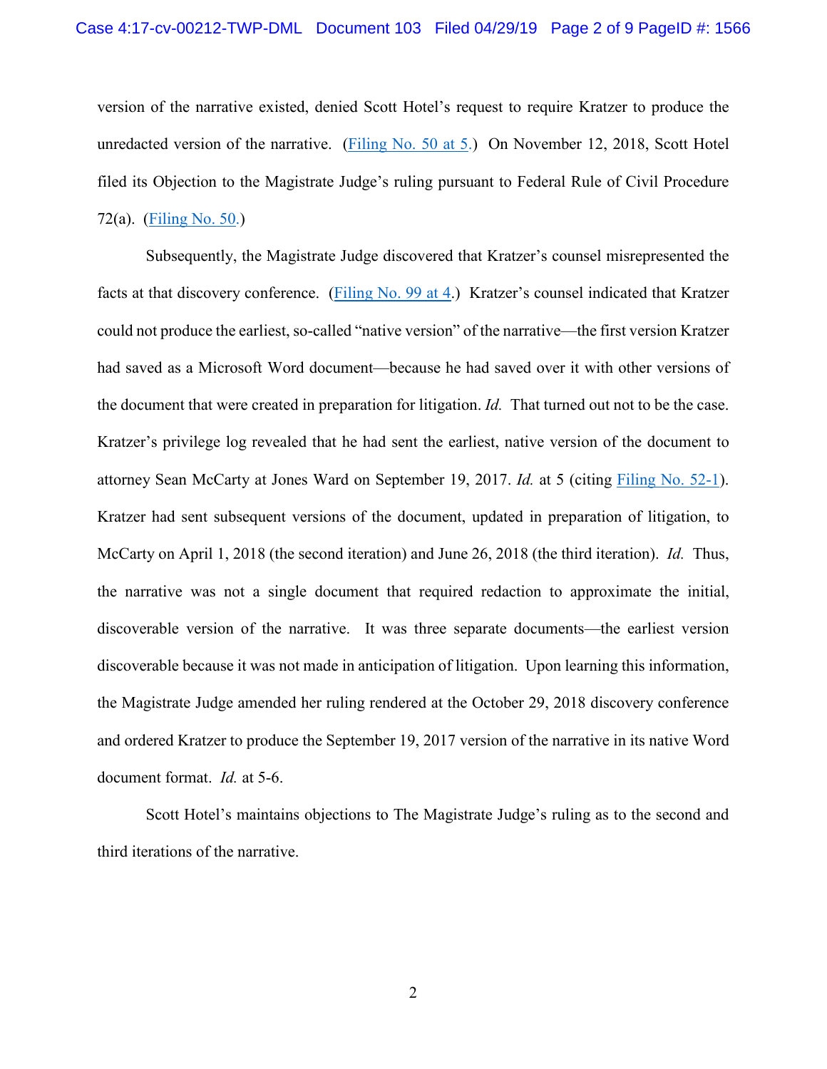version of the narrative existed, denied Scott Hotel's request to require Kratzer to produce the unredacted version of the narrative. (Filing No. 50 at 5.) On November 12, 2018, Scott Hotel filed its Objection to the Magistrate Judge's ruling pursuant to Federal Rule of Civil Procedure 72(a). (Filing No. 50.)

Subsequently, the Magistrate Judge discovered that Kratzer's counsel misrepresented the facts at that discovery conference. (Filing No. 99 at 4.) Kratzer's counsel indicated that Kratzer could not produce the earliest, so-called "native version" of the narrative—the first version Kratzer had saved as a Microsoft Word document—because he had saved over it with other versions of the document that were created in preparation for litigation. *Id.* That turned out not to be the case. Kratzer's privilege log revealed that he had sent the earliest, native version of the document to attorney Sean McCarty at Jones Ward on September 19, 2017. *Id.* at 5 (citing Filing No. 52-1). Kratzer had sent subsequent versions of the document, updated in preparation of litigation, to McCarty on April 1, 2018 (the second iteration) and June 26, 2018 (the third iteration). *Id.* Thus, the narrative was not a single document that required redaction to approximate the initial, discoverable version of the narrative. It was three separate documents—the earliest version discoverable because it was not made in anticipation of litigation. Upon learning this information, the Magistrate Judge amended her ruling rendered at the October 29, 2018 discovery conference and ordered Kratzer to produce the September 19, 2017 version of the narrative in its native Word document format. *Id.* at 5-6.

Scott Hotel's maintains objections to The Magistrate Judge's ruling as to the second and third iterations of the narrative.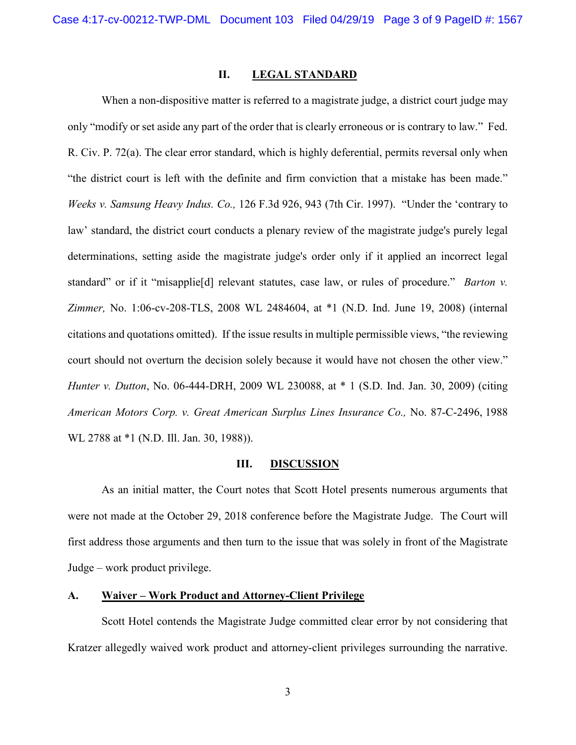## II. LEGAL STANDARD

When a non-dispositive matter is referred to a magistrate judge, a district court judge may only "modify or set aside any part of the order that is clearly erroneous or is contrary to law." Fed. R. Civ. P. 72(a). The clear error standard, which is highly deferential, permits reversal only when "the district court is left with the definite and firm conviction that a mistake has been made." *Weeks v. Samsung Heavy Indus. Co.,* 126 F.3d 926, 943 (7th Cir. 1997). "Under the 'contrary to law' standard, the district court conducts a plenary review of the magistrate judge's purely legal determinations, setting aside the magistrate judge's order only if it applied an incorrect legal standard" or if it "misapplie[d] relevant statutes, case law, or rules of procedure." *Barton v. Zimmer,* No. 1:06-cv-208-TLS, 2008 WL 2484604, at *1 (N.D. Ind. June 19, 2008) (internal citations and quotations omitted). If the issue results in multiple permissible views, "the reviewing court should not overturn the decision solely because it would have not chosen the other view." *Hunter v. Dutton*, No. 06-444-DRH, 2009 WL 230088, at * 1 (S.D. Ind. Jan. 30, 2009) (citing *American Motors Corp. v. Great American Surplus Lines Insurance Co.,* No. 87-C-2496, 1988 WL 2788 at *1 (N.D. Ill. Jan. 30, 1988)).

## III. DISCUSSION

As an initial matter, the Court notes that Scott Hotel presents numerous arguments that were not made at the October 29, 2018 conference before the Magistrate Judge. The Court will first address those arguments and then turn to the issue that was solely in front of the Magistrate Judge – work product privilege.

### A. Waiver – Work Product and Attorney-Client Privilege

Scott Hotel contends the Magistrate Judge committed clear error by not considering that Kratzer allegedly waived work product and attorney-client privileges surrounding the narrative.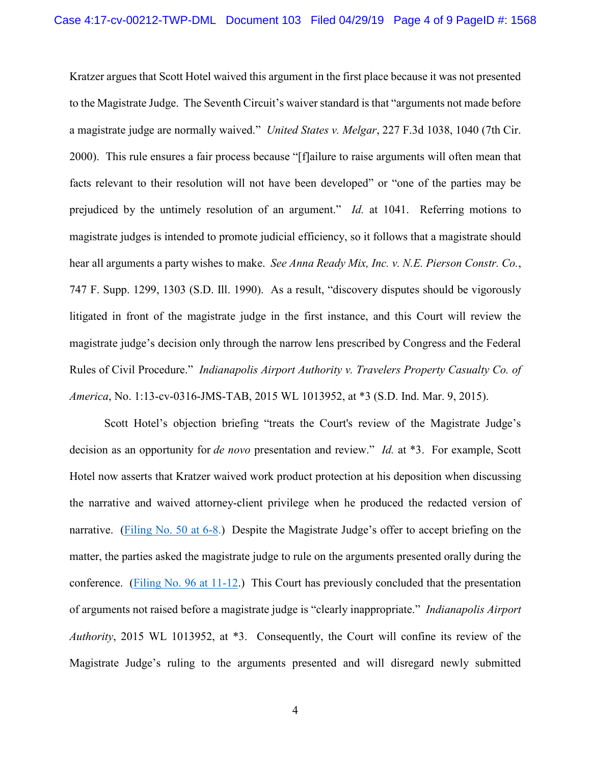Kratzer argues that Scott Hotel waived this argument in the first place because it was not presented to the Magistrate Judge. The Seventh Circuit's waiver standard is that "arguments not made before a magistrate judge are normally waived." *United States v. Melgar*, 227 F.3d 1038, 1040 (7th Cir. 2000). This rule ensures a fair process because "[f]ailure to raise arguments will often mean that facts relevant to their resolution will not have been developed" or "one of the parties may be prejudiced by the untimely resolution of an argument." *Id.* at 1041. Referring motions to magistrate judges is intended to promote judicial efficiency, so it follows that a magistrate should hear all arguments a party wishes to make. *See Anna Ready Mix, Inc. v. N.E. Pierson Constr. Co.*, 747 F. Supp. 1299, 1303 (S.D. Ill. 1990). As a result, "discovery disputes should be vigorously litigated in front of the magistrate judge in the first instance, and this Court will review the magistrate judge's decision only through the narrow lens prescribed by Congress and the Federal Rules of Civil Procedure." *Indianapolis Airport Authority v. Travelers Property Casualty Co. of America*, No. 1:13-cv-0316-JMS-TAB, 2015 WL 1013952, at *3 (S.D. Ind. Mar. 9, 2015).

Scott Hotel's objection briefing "treats the Court's review of the Magistrate Judge's decision as an opportunity for *de novo* presentation and review." *Id.* at *3. For example, Scott Hotel now asserts that Kratzer waived work product protection at his deposition when discussing the narrative and waived attorney-client privilege when he produced the redacted version of narrative. (Filing No. 50 at 6-8.) Despite the Magistrate Judge's offer to accept briefing on the matter, the parties asked the magistrate judge to rule on the arguments presented orally during the conference. (Filing No. 96 at 11-12.) This Court has previously concluded that the presentation of arguments not raised before a magistrate judge is "clearly inappropriate." *Indianapolis Airport Authority*, 2015 WL 1013952, at *3. Consequently, the Court will confine its review of the Magistrate Judge's ruling to the arguments presented and will disregard newly submitted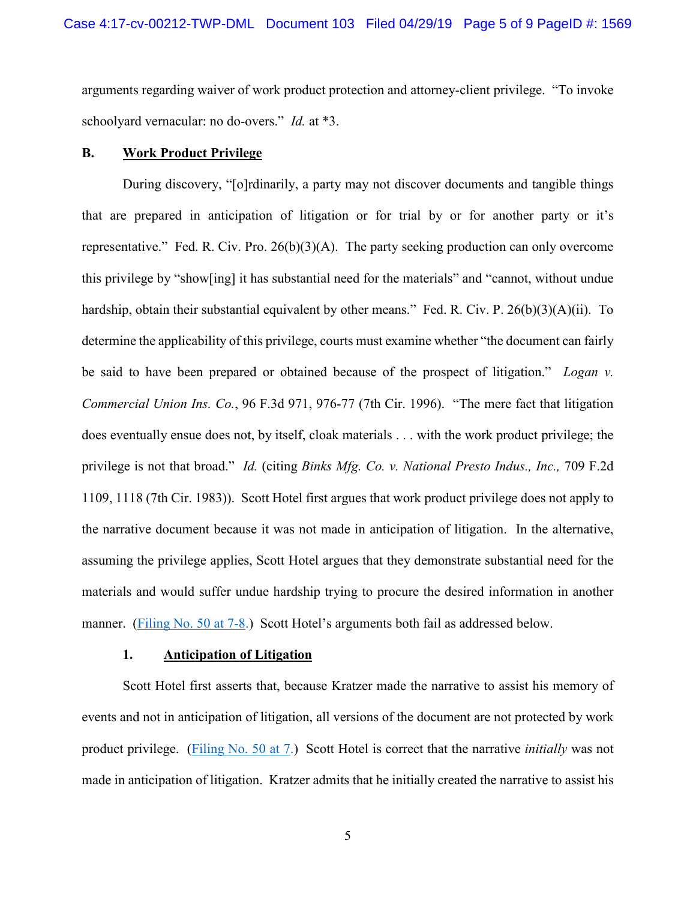arguments regarding waiver of work product protection and attorney-client privilege. "To invoke schoolyard vernacular: no do-overs." *Id.* at *3.

### B. <u>Work Product Privilege</u>

During discovery, "[o]rdinarily, a party may not discover documents and tangible things that are prepared in anticipation of litigation or for trial by or for another party or it's representative." Fed. R. Civ. Pro. 26(b)(3)(A). The party seeking production can only overcome this privilege by "show[ing] it has substantial need for the materials" and "cannot, without undue hardship, obtain their substantial equivalent by other means." Fed. R. Civ. P. 26(b)(3)(A)(ii). To determine the applicability of this privilege, courts must examine whether "the document can fairly be said to have been prepared or obtained because of the prospect of litigation." *Logan v. Commercial Union Ins. Co.*, 96 F.3d 971, 976-77 (7th Cir. 1996). "The mere fact that litigation does eventually ensue does not, by itself, cloak materials . . . with the work product privilege; the privilege is not that broad." *Id.* (citing *Binks Mfg. Co. v. National Presto Indus., Inc.,* 709 F.2d 1109, 1118 (7th Cir. 1983)). Scott Hotel first argues that work product privilege does not apply to the narrative document because it was not made in anticipation of litigation. In the alternative, assuming the privilege applies, Scott Hotel argues that they demonstrate substantial need for the materials and would suffer undue hardship trying to procure the desired information in another manner. (Filing No. 50 at 7-8.) Scott Hotel's arguments both fail as addressed below.

#### 1. <u>Anticipation of Litigation</u>

Scott Hotel first asserts that, because Kratzer made the narrative to assist his memory of events and not in anticipation of litigation, all versions of the document are not protected by work product privilege. (Filing No. 50 at 7.) Scott Hotel is correct that the narrative *initially* was not made in anticipation of litigation. Kratzer admits that he initially created the narrative to assist his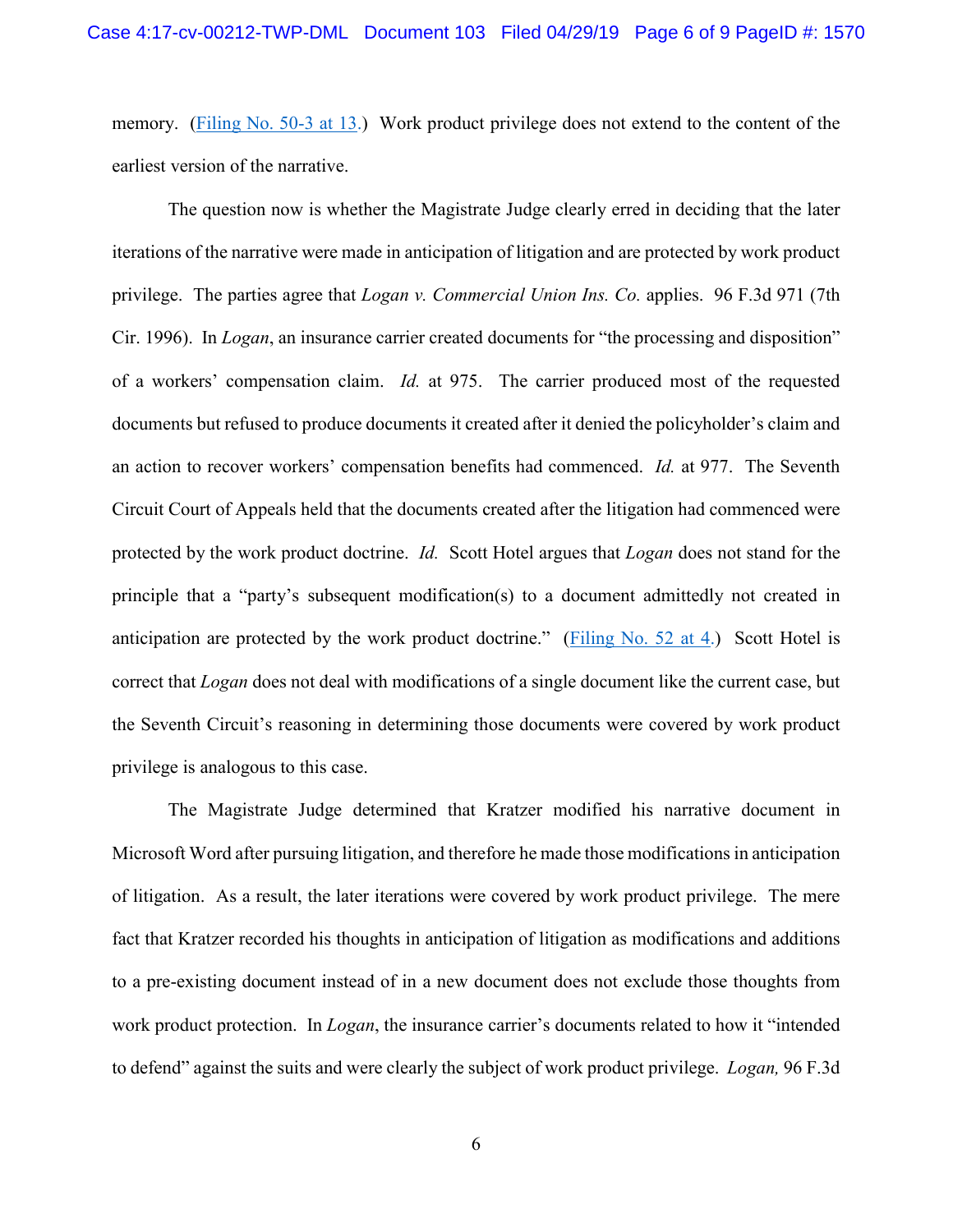memory. (Filing No. 50-3 at 13.) Work product privilege does not extend to the content of the earliest version of the narrative.

The question now is whether the Magistrate Judge clearly erred in deciding that the later iterations of the narrative were made in anticipation of litigation and are protected by work product privilege. The parties agree that *Logan v. Commercial Union Ins. Co.* applies. 96 F.3d 971 (7th Cir. 1996). In *Logan*, an insurance carrier created documents for "the processing and disposition" of a workers' compensation claim. *Id.* at 975. The carrier produced most of the requested documents but refused to produce documents it created after it denied the policyholder's claim and an action to recover workers' compensation benefits had commenced. *Id.* at 977. The Seventh Circuit Court of Appeals held that the documents created after the litigation had commenced were protected by the work product doctrine. *Id.* Scott Hotel argues that *Logan* does not stand for the principle that a "party's subsequent modification(s) to a document admittedly not created in anticipation are protected by the work product doctrine." (Filing No. 52 at 4.) Scott Hotel is correct that *Logan* does not deal with modifications of a single document like the current case, but the Seventh Circuit's reasoning in determining those documents were covered by work product privilege is analogous to this case.

The Magistrate Judge determined that Kratzer modified his narrative document in Microsoft Word after pursuing litigation, and therefore he made those modifications in anticipation of litigation. As a result, the later iterations were covered by work product privilege. The mere fact that Kratzer recorded his thoughts in anticipation of litigation as modifications and additions to a pre-existing document instead of in a new document does not exclude those thoughts from work product protection. In *Logan*, the insurance carrier's documents related to how it "intended to defend" against the suits and were clearly the subject of work product privilege. *Logan,* 96 F.3d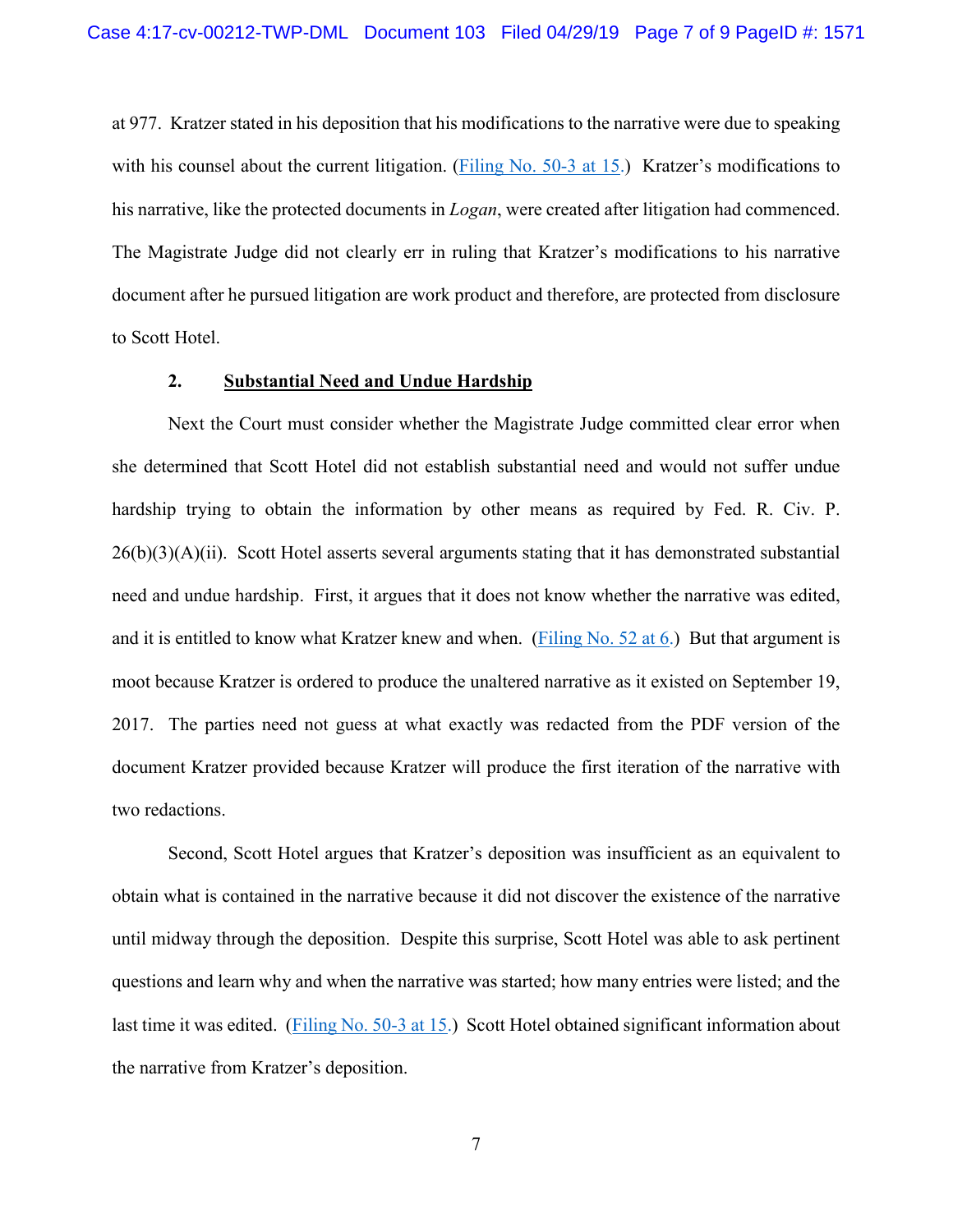at 977. Kratzer stated in his deposition that his modifications to the narrative were due to speaking with his counsel about the current litigation. (Filing No. 50-3 at 15.) Kratzer's modifications to his narrative, like the protected documents in *Logan*, were created after litigation had commenced. The Magistrate Judge did not clearly err in ruling that Kratzer's modifications to his narrative document after he pursued litigation are work product and therefore, are protected from disclosure to Scott Hotel.

### 2. <u>Substantial Need and Undue Hardship</u>

Next the Court must consider whether the Magistrate Judge committed clear error when she determined that Scott Hotel did not establish substantial need and would not suffer undue hardship trying to obtain the information by other means as required by Fed. R. Civ. P. 26(b)(3)(A)(ii). Scott Hotel asserts several arguments stating that it has demonstrated substantial need and undue hardship. First, it argues that it does not know whether the narrative was edited, and it is entitled to know what Kratzer knew and when. (Filing No. 52 at 6.) But that argument is moot because Kratzer is ordered to produce the unaltered narrative as it existed on September 19, 2017. The parties need not guess at what exactly was redacted from the PDF version of the document Kratzer provided because Kratzer will produce the first iteration of the narrative with two redactions.

Second, Scott Hotel argues that Kratzer's deposition was insufficient as an equivalent to obtain what is contained in the narrative because it did not discover the existence of the narrative until midway through the deposition. Despite this surprise, Scott Hotel was able to ask pertinent questions and learn why and when the narrative was started; how many entries were listed; and the last time it was edited. (Filing No. 50-3 at 15.) Scott Hotel obtained significant information about the narrative from Kratzer's deposition.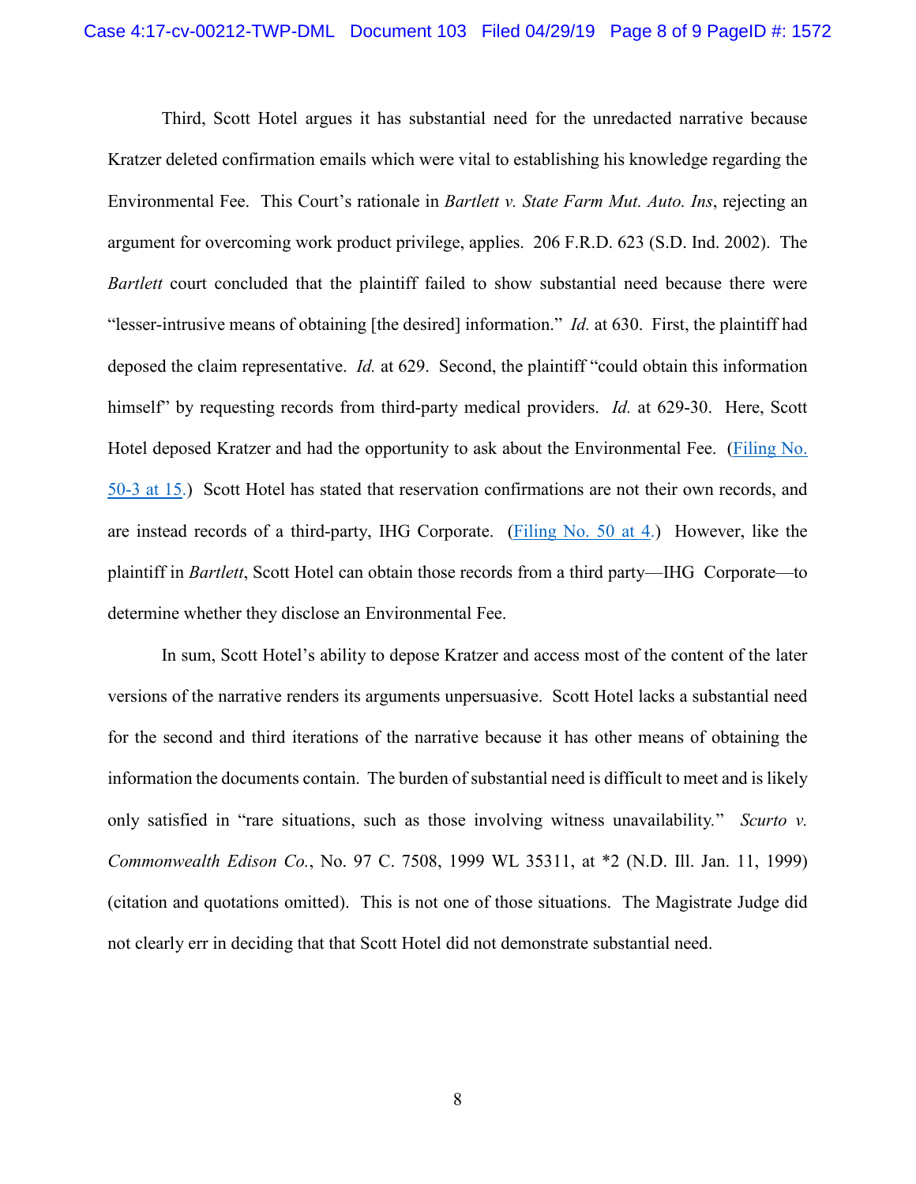Third, Scott Hotel argues it has substantial need for the unredacted narrative because Kratzer deleted confirmation emails which were vital to establishing his knowledge regarding the Environmental Fee. This Court's rationale in *Bartlett v. State Farm Mut. Auto. Ins*, rejecting an argument for overcoming work product privilege, applies. 206 F.R.D. 623 (S.D. Ind. 2002). The *Bartlett* court concluded that the plaintiff failed to show substantial need because there were "lesser-intrusive means of obtaining [the desired] information." *Id.* at 630. First, the plaintiff had deposed the claim representative. *Id.* at 629. Second, the plaintiff "could obtain this information himself" by requesting records from third-party medical providers. *Id.* at 629-30. Here, Scott Hotel deposed Kratzer and had the opportunity to ask about the Environmental Fee. (Filing No. 50-3 at 15.) Scott Hotel has stated that reservation confirmations are not their own records, and are instead records of a third-party, IHG Corporate. (Filing No. 50 at 4.) However, like the plaintiff in *Bartlett*, Scott Hotel can obtain those records from a third party—IHG Corporate—to determine whether they disclose an Environmental Fee.

In sum, Scott Hotel's ability to depose Kratzer and access most of the content of the later versions of the narrative renders its arguments unpersuasive. Scott Hotel lacks a substantial need for the second and third iterations of the narrative because it has other means of obtaining the information the documents contain. The burden of substantial need is difficult to meet and is likely only satisfied in "rare situations, such as those involving witness unavailability." *Scurto v. Commonwealth Edison Co.*, No. 97 C. 7508, 1999 WL 35311, at *2 (N.D. Ill. Jan. 11, 1999) (citation and quotations omitted). This is not one of those situations. The Magistrate Judge did not clearly err in deciding that that Scott Hotel did not demonstrate substantial need.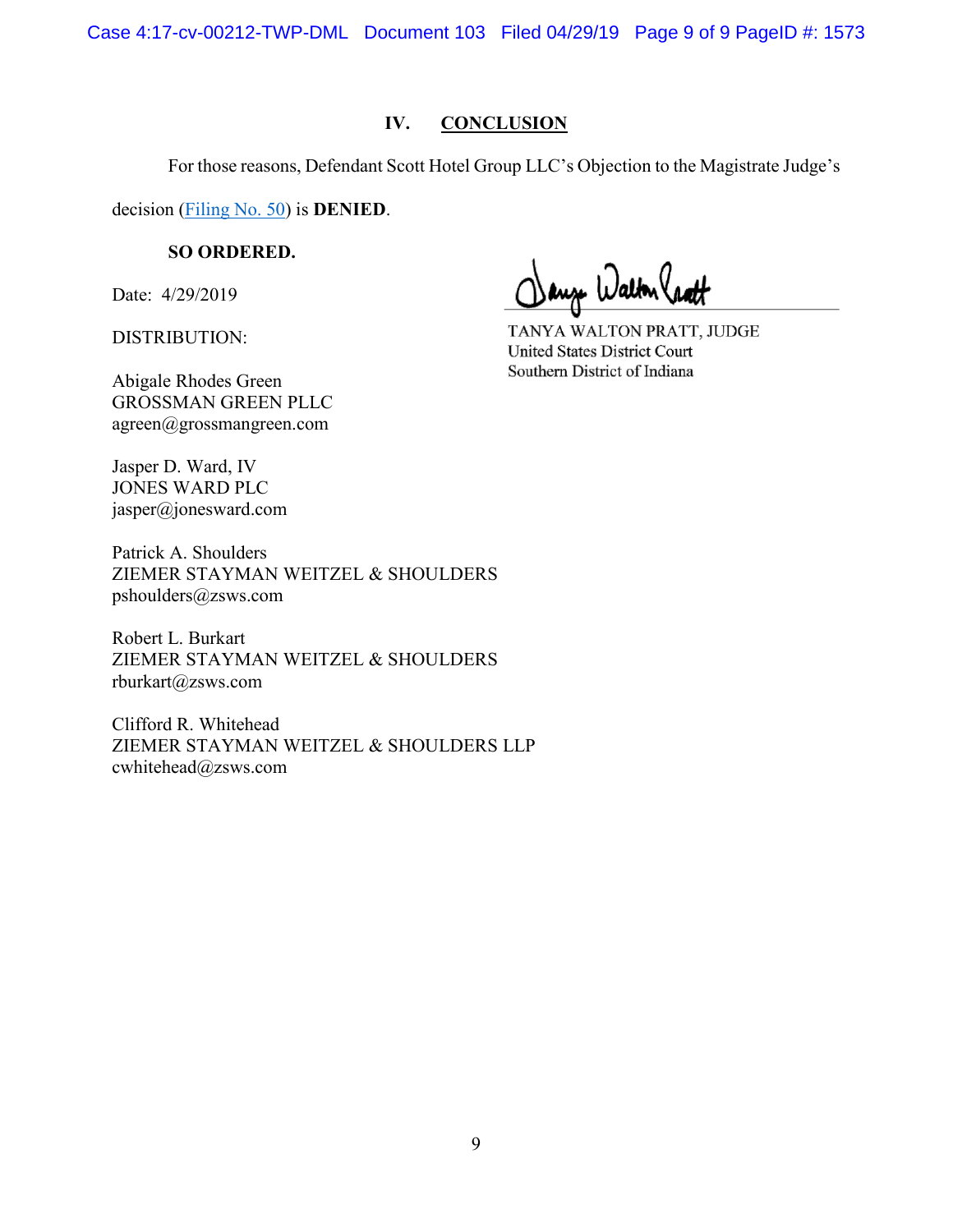## IV. CONCLUSION

For those reasons, Defendant Scott Hotel Group LLC's Objection to the Magistrate Judge's decision (Filing No. 50) is **DENIED**.

**SO ORDERED.**

Date: 4/29/2019

TANYA WALTON PRATT, JUDGE
United States District Court
Southern District of Indiana

DISTRIBUTION:

Abigale Rhodes Green
GROSSMAN GREEN PLLC
agreen@grossmangreen.com

Jasper D. Ward, IV
JONES WARD PLC
jasper@jonesward.com

Patrick A. Shoulders
ZIEMER STAYMAN WEITZEL & SHOULDERS
pshoulders@zsws.com

Robert L. Burkart
ZIEMER STAYMAN WEITZEL & SHOULDERS
rburkart@zsws.com

Clifford R. Whitehead
ZIEMER STAYMAN WEITZEL & SHOULDERS LLP
cwhitehead@zsws.com